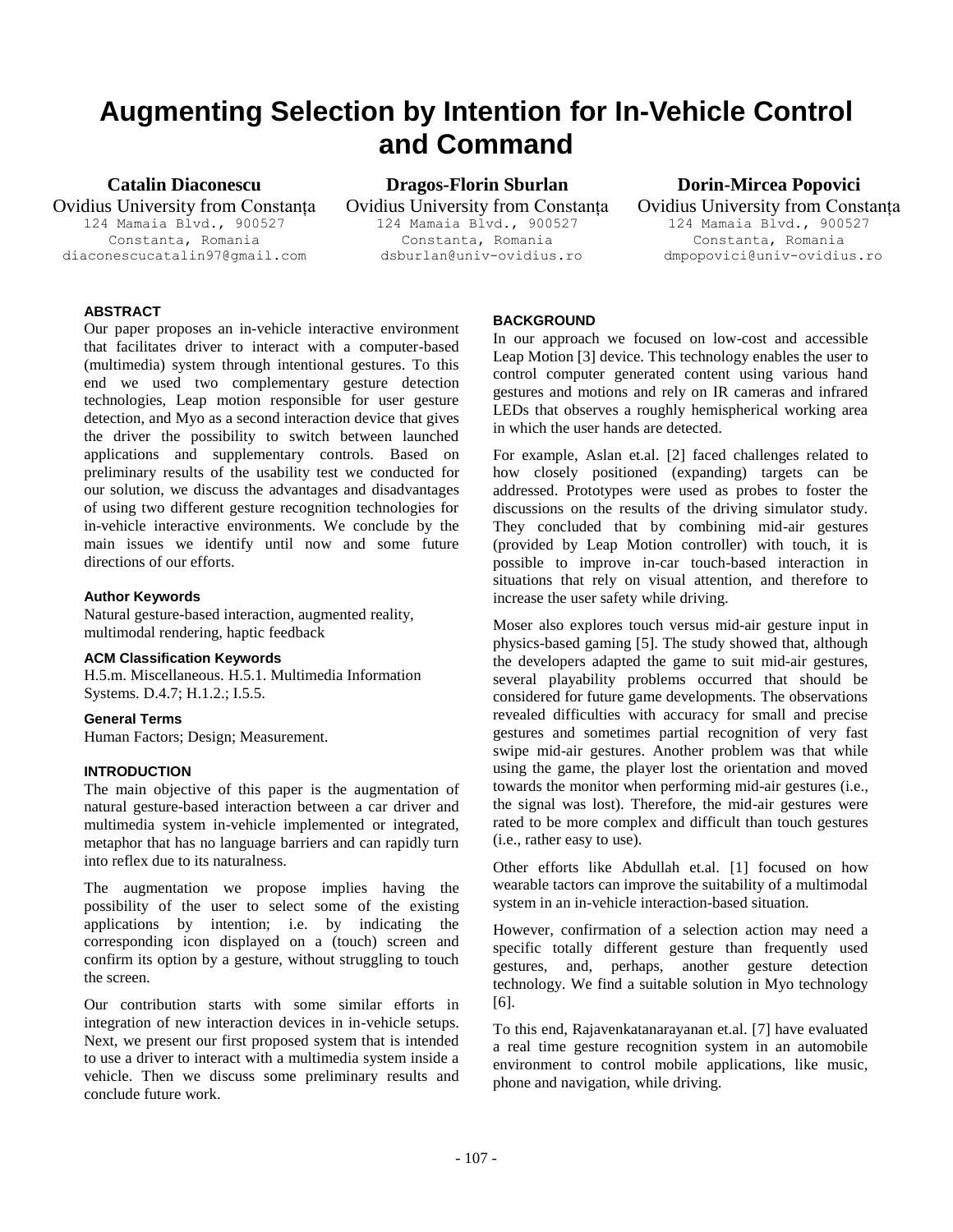# Augmenting Selection by Intention for In-Vehicle Control and Command

**Catalin Diaconescu**
Ovidius University from Constanța
124 Mamaia Blvd., 900527
Constanta, Romania
diaconescucatalin97@gmail.com

**Dragos-Florin Sburlan**
Ovidius University from Constanța
124 Mamaia Blvd., 900527
Constanta, Romania
dsburlan@univ-ovidius.ro

**Dorin-Mircea Popovici**
Ovidius University from Constanța
124 Mamaia Blvd., 900527
Constanta, Romania
dmpopovici@univ-ovidius.ro

### ABSTRACT

Our paper proposes an in-vehicle interactive environment that facilitates driver to interact with a computer-based (multimedia) system through intentional gestures. To this end we used two complementary gesture detection technologies, Leap motion responsible for user gesture detection, and Myo as a second interaction device that gives the driver the possibility to switch between launched applications and supplementary controls. Based on preliminary results of the usability test we conducted for our solution, we discuss the advantages and disadvantages of using two different gesture recognition technologies for in-vehicle interactive environments. We conclude by the main issues we identify until now and some future directions of our efforts.

#### Author Keywords

Natural gesture-based interaction, augmented reality, multimodal rendering, haptic feedback

#### ACM Classification Keywords

H.5.m. Miscellaneous. H.5.1. Multimedia Information Systems. D.4.7; H.1.2.; I.5.5.

#### General Terms

Human Factors; Design; Measurement.

### INTRODUCTION

The main objective of this paper is the augmentation of natural gesture-based interaction between a car driver and multimedia system in-vehicle implemented or integrated, metaphor that has no language barriers and can rapidly turn into reflex due to its naturalness.

The augmentation we propose implies having the possibility of the user to select some of the existing applications by intention; i.e. by indicating the corresponding icon displayed on a (touch) screen and confirm its option by a gesture, without struggling to touch the screen.

Our contribution starts with some similar efforts in integration of new interaction devices in in-vehicle setups. Next, we present our first proposed system that is intended to use a driver to interact with a multimedia system inside a vehicle. Then we discuss some preliminary results and conclude future work.

### BACKGROUND

In our approach we focused on low-cost and accessible Leap Motion [3] device. This technology enables the user to control computer generated content using various hand gestures and motions and rely on IR cameras and infrared LEDs that observes a roughly hemispherical working area in which the user hands are detected.

For example, Aslan et.al. [2] faced challenges related to how closely positioned (expanding) targets can be addressed. Prototypes were used as probes to foster the discussions on the results of the driving simulator study. They concluded that by combining mid-air gestures (provided by Leap Motion controller) with touch, it is possible to improve in-car touch-based interaction in situations that rely on visual attention, and therefore to increase the user safety while driving.

Moser also explores touch versus mid-air gesture input in physics-based gaming [5]. The study showed that, although the developers adapted the game to suit mid-air gestures, several playability problems occurred that should be considered for future game developments. The observations revealed difficulties with accuracy for small and precise gestures and sometimes partial recognition of very fast swipe mid-air gestures. Another problem was that while using the game, the player lost the orientation and moved towards the monitor when performing mid-air gestures (i.e., the signal was lost). Therefore, the mid-air gestures were rated to be more complex and difficult than touch gestures (i.e., rather easy to use).

Other efforts like Abdullah et.al. [1] focused on how wearable tactors can improve the suitability of a multimodal system in an in-vehicle interaction-based situation.

However, confirmation of a selection action may need a specific totally different gesture than frequently used gestures, and, perhaps, another gesture detection technology. We find a suitable solution in Myo technology [6].

To this end, Rajavenkatanarayanan et.al. [7] have evaluated a real time gesture recognition system in an automobile environment to control mobile applications, like music, phone and navigation, while driving.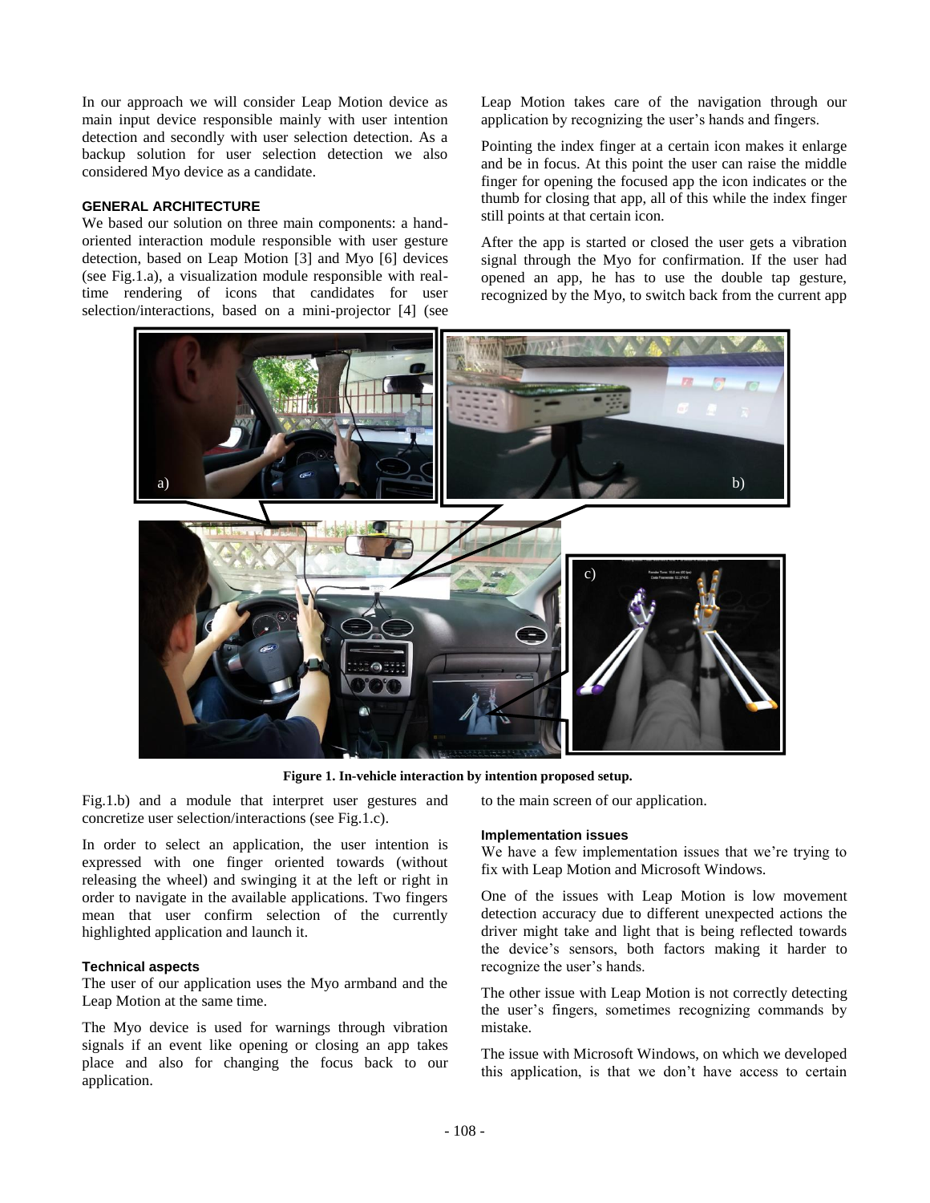In our approach we will consider Leap Motion device as main input device responsible mainly with user intention detection and secondly with user selection detection. As a backup solution for user selection detection we also considered Myo device as a candidate.

## GENERAL ARCHITECTURE

We based our solution on three main components: a hand-oriented interaction module responsible with user gesture detection, based on Leap Motion [3] and Myo [6] devices (see Fig.1.a), a visualization module responsible with real-time rendering of icons that candidates for user selection/interactions, based on a mini-projector [4] (see Fig.1.b) and a module that interpret user gestures and concretize user selection/interactions (see Fig.1.c).

**Figure 1. In-vehicle interaction by intention proposed setup.**

In order to select an application, the user intention is expressed with one finger oriented towards (without releasing the wheel) and swinging it at the left or right in order to navigate in the available applications. Two fingers mean that user confirm selection of the currently highlighted application and launch it.

### Technical aspects

The user of our application uses the Myo armband and the Leap Motion at the same time.

The Myo device is used for warnings through vibration signals if an event like opening or closing an app takes place and also for changing the focus back to our application.

Leap Motion takes care of the navigation through our application by recognizing the user's hands and fingers.

Pointing the index finger at a certain icon makes it enlarge and be in focus. At this point the user can raise the middle finger for opening the focused app the icon indicates or the thumb for closing that app, all of this while the index finger still points at that certain icon.

After the app is started or closed the user gets a vibration signal through the Myo for confirmation. If the user had opened an app, he has to use the double tap gesture, recognized by the Myo, to switch back from the current app to the main screen of our application.

### Implementation issues

We have a few implementation issues that we're trying to fix with Leap Motion and Microsoft Windows.

One of the issues with Leap Motion is low movement detection accuracy due to different unexpected actions the driver might take and light that is being reflected towards the device's sensors, both factors making it harder to recognize the user's hands.

The other issue with Leap Motion is not correctly detecting the user's fingers, sometimes recognizing commands by mistake.

The issue with Microsoft Windows, on which we developed this application, is that we don't have access to certain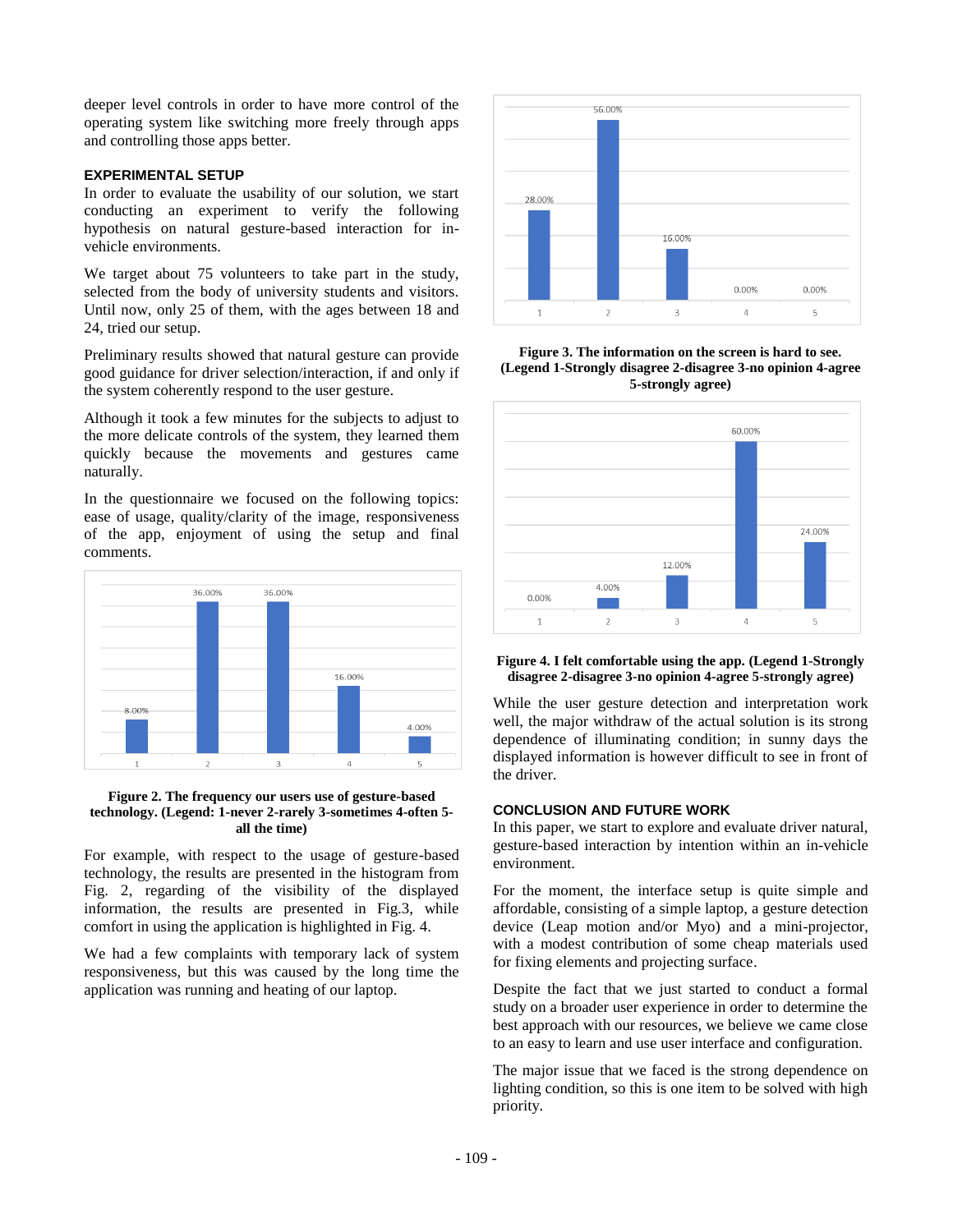deeper level controls in order to have more control of the operating system like switching more freely through apps and controlling those apps better.

## EXPERIMENTAL SETUP

In order to evaluate the usability of our solution, we start conducting an experiment to verify the following hypothesis on natural gesture-based interaction for in-vehicle environments.

We target about 75 volunteers to take part in the study, selected from the body of university students and visitors. Until now, only 25 of them, with the ages between 18 and 24, tried our setup.

Preliminary results showed that natural gesture can provide good guidance for driver selection/interaction, if and only if the system coherently respond to the user gesture.

Although it took a few minutes for the subjects to adjust to the more delicate controls of the system, they learned them quickly because the movements and gestures came naturally.

In the questionnaire we focused on the following topics: ease of usage, quality/clarity of the image, responsiveness of the app, enjoyment of using the setup and final comments.

**Figure 2. The frequency our users use of gesture-based technology. (Legend: 1-never 2-rarely 3-sometimes 4-often 5-all the time)**

For example, with respect to the usage of gesture-based technology, the results are presented in the histogram from Fig. 2, regarding of the visibility of the displayed information, the results are presented in Fig.3, while comfort in using the application is highlighted in Fig. 4.

We had a few complaints with temporary lack of system responsiveness, but this was caused by the long time the application was running and heating of our laptop.

**Figure 3. The information on the screen is hard to see. (Legend 1-Strongly disagree 2-disagree 3-no opinion 4-agree 5-strongly agree)**

**Figure 4. I felt comfortable using the app. (Legend 1-Strongly disagree 2-disagree 3-no opinion 4-agree 5-strongly agree)**

While the user gesture detection and interpretation work well, the major withdraw of the actual solution is its strong dependence of illuminating condition; in sunny days the displayed information is however difficult to see in front of the driver.

## CONCLUSION AND FUTURE WORK

In this paper, we start to explore and evaluate driver natural, gesture-based interaction by intention within an in-vehicle environment.

For the moment, the interface setup is quite simple and affordable, consisting of a simple laptop, a gesture detection device (Leap motion and/or Myo) and a mini-projector, with a modest contribution of some cheap materials used for fixing elements and projecting surface.

Despite the fact that we just started to conduct a formal study on a broader user experience in order to determine the best approach with our resources, we believe we came close to an easy to learn and use user interface and configuration.

The major issue that we faced is the strong dependence on lighting condition, so this is one item to be solved with high priority.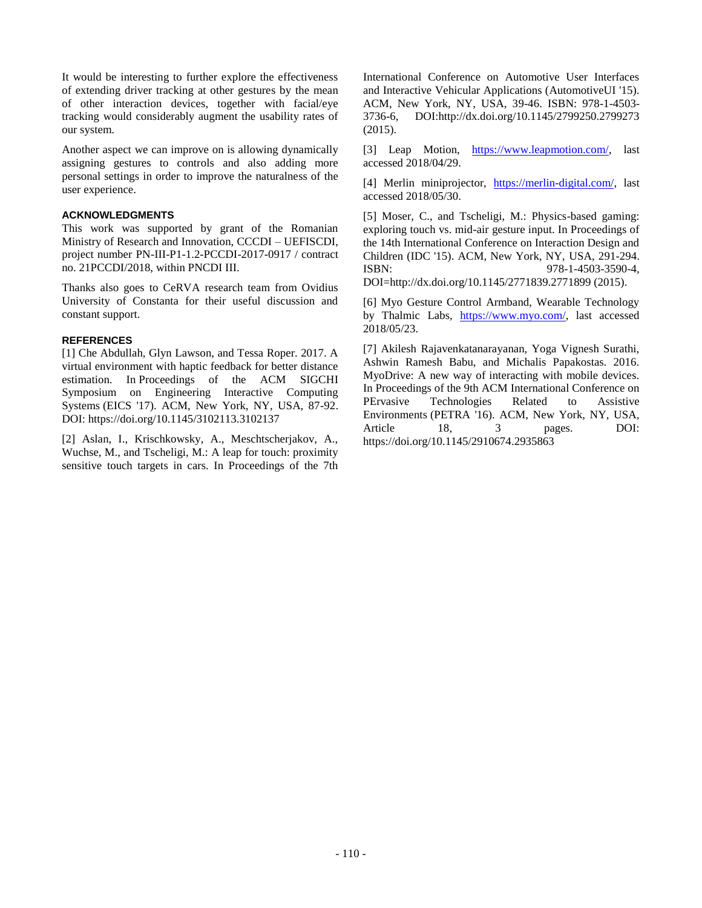It would be interesting to further explore the effectiveness of extending driver tracking at other gestures by the mean of other interaction devices, together with facial/eye tracking would considerably augment the usability rates of our system.

Another aspect we can improve on is allowing dynamically assigning gestures to controls and also adding more personal settings in order to improve the naturalness of the user experience.

## ACKNOWLEDGMENTS

This work was supported by grant of the Romanian Ministry of Research and Innovation, CCCDI – UEFISCDI, project number PN-III-P1-1.2-PCCDI-2017-0917 / contract no. 21PCCDI/2018, within PNCDI III.

Thanks also goes to CeRVA research team from Ovidius University of Constanta for their useful discussion and constant support.

## REFERENCES

[1] Che Abdullah, Glyn Lawson, and Tessa Roper. 2017. A virtual environment with haptic feedback for better distance estimation. In Proceedings of the ACM SIGCHI Symposium on Engineering Interactive Computing Systems (EICS '17). ACM, New York, NY, USA, 87-92. DOI: https://doi.org/10.1145/3102113.3102137

[2] Aslan, I., Krischkowsky, A., Meschtscherjakov, A., Wuchse, M., and Tscheligi, M.: A leap for touch: proximity sensitive touch targets in cars. In Proceedings of the 7th International Conference on Automotive User Interfaces and Interactive Vehicular Applications (AutomotiveUI '15). ACM, New York, NY, USA, 39-46. ISBN: 978-1-4503-3736-6, DOI:http://dx.doi.org/10.1145/2799250.2799273 (2015).

[3] Leap Motion, https://www.leapmotion.com/, last accessed 2018/04/29.

[4] Merlin miniprojector, https://merlin-digital.com/, last accessed 2018/05/30.

[5] Moser, C., and Tscheligi, M.: Physics-based gaming: exploring touch vs. mid-air gesture input. In Proceedings of the 14th International Conference on Interaction Design and Children (IDC '15). ACM, New York, NY, USA, 291-294. ISBN: 978-1-4503-3590-4, DOI=http://dx.doi.org/10.1145/2771839.2771899 (2015).

[6] Myo Gesture Control Armband, Wearable Technology by Thalmic Labs, https://www.myo.com/, last accessed 2018/05/23.

[7] Akilesh Rajavenkatanarayanan, Yoga Vignesh Surathi, Ashwin Ramesh Babu, and Michalis Papakostas. 2016. MyoDrive: A new way of interacting with mobile devices. In Proceedings of the 9th ACM International Conference on PErvasive Technologies Related to Assistive Environments (PETRA '16). ACM, New York, NY, USA, Article 18, 3 pages. DOI: https://doi.org/10.1145/2910674.2935863